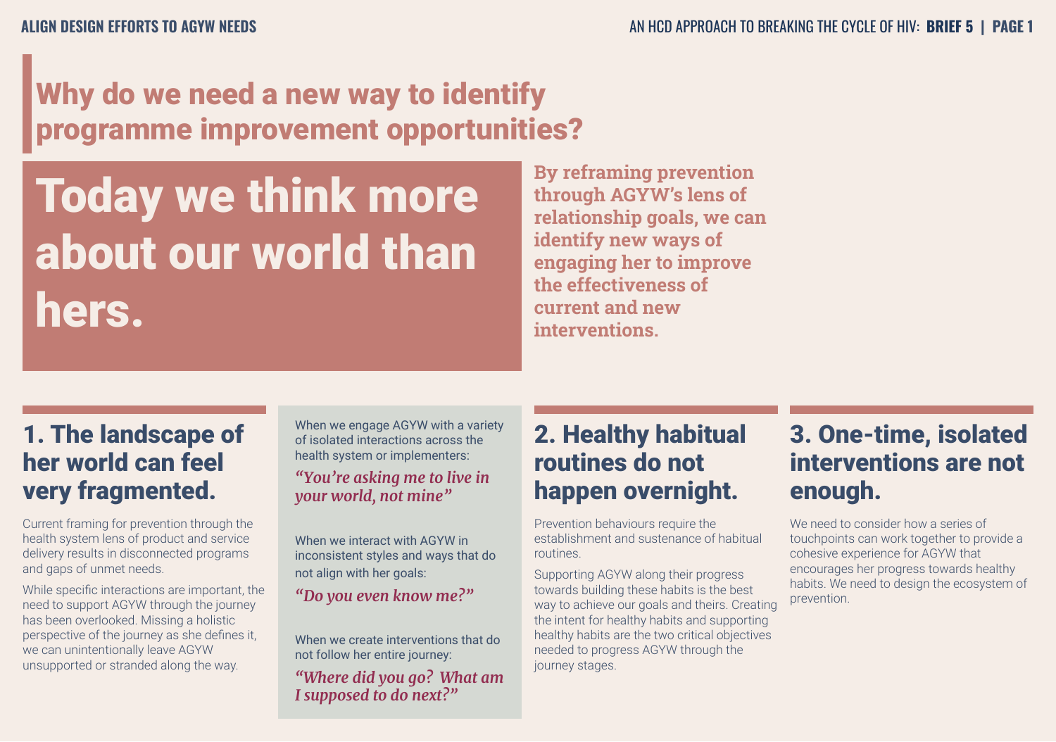# Why do we need a new way to identify programme improvement opportunities?

## Today we think more about our world than hers.

**By reframing prevention through AGYW's lens of relationship goals, we can identify new ways of engaging her to improve the effectiveness of current and new interventions.**

## 1. The landscape of her world can feel very fragmented.

Current framing for prevention through the health system lens of product and service delivery results in disconnected programs and gaps of unmet needs.

While specific interactions are important, the need to support AGYW through the journey has been overlooked. Missing a holistic perspective of the journey as she defines it, we can unintentionally leave AGYW unsupported or stranded along the way.

When we engage AGYW with a variety of isolated interactions across the health system or implementers:

*"You're asking me to live in your world, not mine"*

When we interact with AGYW in inconsistent styles and ways that do not align with her goals:

*"Do you even know me?"*

When we create interventions that do not follow her entire journey:

*"Where did you go? What am I supposed to do next?"*

## 2. Healthy habitual routines do not happen overnight.

Prevention behaviours require the establishment and sustenance of habitual routines.

Supporting AGYW along their progress towards building these habits is the best way to achieve our goals and theirs. Creating the intent for healthy habits and supporting healthy habits are the two critical objectives needed to progress AGYW through the journey stages.

## 3. One-time, isolated interventions are not enough.

We need to consider how a series of touchpoints can work together to provide a cohesive experience for AGYW that encourages her progress towards healthy habits. We need to design the ecosystem of prevention.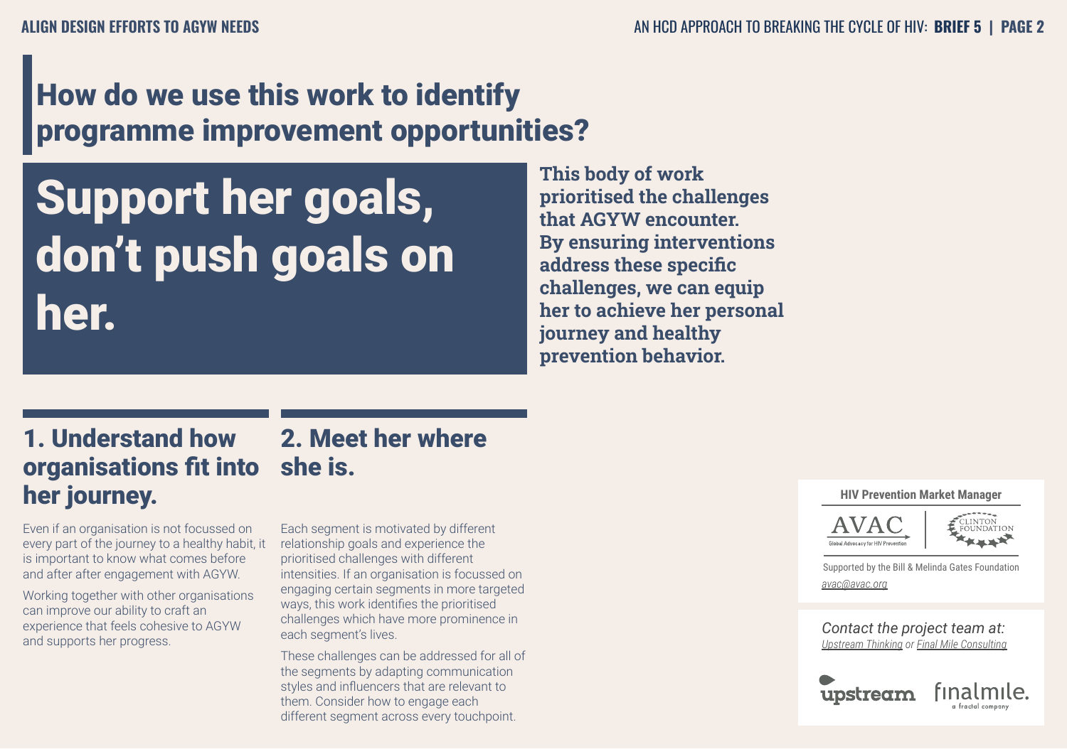# How do we use this work to identify programme improvement opportunities?

## Support her goals, don't push goals on her.

**This body of work prioritised the challenges that AGYW encounter. By ensuring interventions address these specific challenges, we can equip her to achieve her personal journey and healthy prevention behavior.**

### 1. Understand how organisations fit into her journey.

Even if an organisation is not focussed on every part of the journey to a healthy habit, it is important to know what comes before and after after engagement with AGYW.

Working together with other organisations can improve our ability to craft an experience that feels cohesive to AGYW and supports her progress.

### 2. Meet her where she is.

Each segment is motivated by different relationship goals and experience the prioritised challenges with different intensities. If an organisation is focussed on engaging certain segments in more targeted ways, this work identifies the prioritised challenges which have more prominence in each segment's lives.

These challenges can be addressed for all of the segments by adapting communication styles and influencers that are relevant to them. Consider how to engage each different segment across every touchpoint.

**HIV Prevention Market Manager**

AVAC Global Advocacy for HIV Prevention | Clinton Foundation

Supported by the Bill & Melinda Gates Foundation

avac@avac.org

*Contact the project team at:*
*Upstream Thinking or Final Mile Consulting*

upstream | finalmile. a fractal company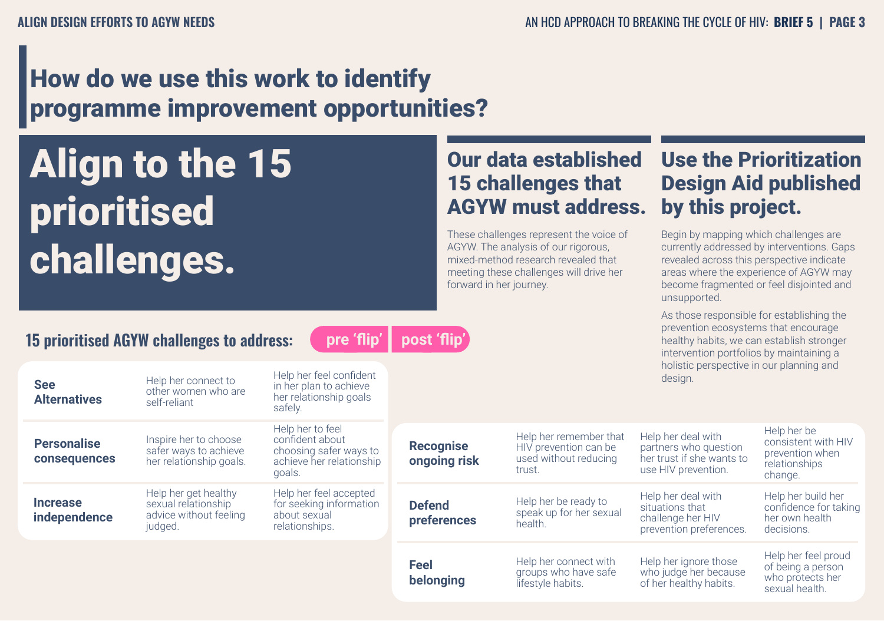# How do we use this work to identify programme improvement opportunities?

## Align to the 15 prioritised challenges.

### Our data established 15 challenges that AGYW must address.

These challenges represent the voice of AGYW. The analysis of our rigorous, mixed-method research revealed that meeting these challenges will drive her forward in her journey.

### Use the Prioritization Design Aid published by this project.

Begin by mapping which challenges are currently addressed by interventions. Gaps revealed across this perspective indicate areas where the experience of AGYW may become fragmented or feel disjointed and unsupported.

As those responsible for establishing the prevention ecosystems that encourage healthy habits, we can establish stronger intervention portfolios by maintaining a holistic perspective in our planning and design.

### 15 prioritised AGYW challenges to address:

**pre 'flip'** | **post 'flip'**

| | | |
|---|---|---|
| **See Alternatives** | Help her connect to other women who are self-reliant | Help her feel confident in her plan to achieve her relationship goals safely. |
| **Personalise consequences** | Inspire her to choose safer ways to achieve her relationship goals. | Help her to feel confident about choosing safer ways to achieve her relationship goals. |
| **Increase independence** | Help her get healthy sexual relationship advice without feeling judged. | Help her feel accepted for seeking information about sexual relationships. |

| | | | |
|---|---|---|---|
| **Recognise ongoing risk** | Help her remember that HIV prevention can be used without reducing trust. | Help her deal with partners who question her trust if she wants to use HIV prevention. | Help her be consistent with HIV prevention when relationships change. |
| **Defend preferences** | Help her be ready to speak up for her sexual health. | Help her deal with situations that challenge her HIV prevention preferences. | Help her build her confidence for taking her own health decisions. |
| **Feel belonging** | Help her connect with groups who have safe lifestyle habits. | Help her ignore those who judge her because of her healthy habits. | Help her feel proud of being a person who protects her sexual health. |